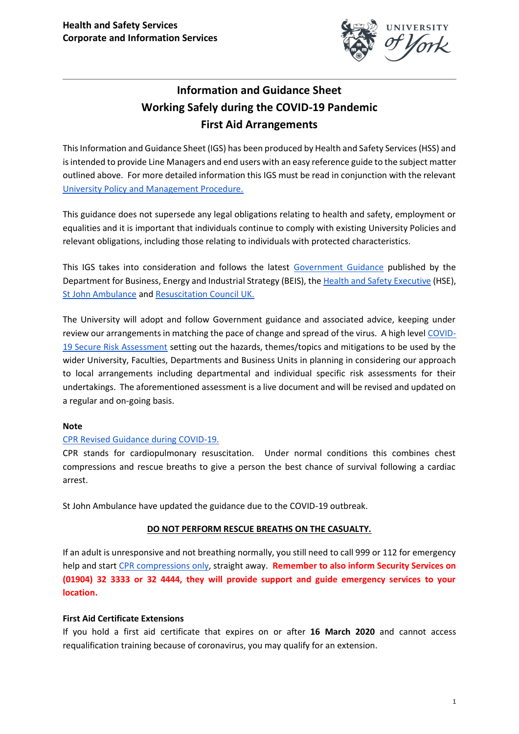**Health and Safety Services**
**Corporate and Information Services**

# Information and Guidance Sheet
# Working Safely during the COVID-19 Pandemic
# First Aid Arrangements

This Information and Guidance Sheet (IGS) has been produced by Health and Safety Services (HSS) and is intended to provide Line Managers and end users with an easy reference guide to the subject matter outlined above. For more detailed information this IGS must be read in conjunction with the relevant [University Policy and Management Procedure.](#)

This guidance does not supersede any legal obligations relating to health and safety, employment or equalities and it is important that individuals continue to comply with existing University Policies and relevant obligations, including those relating to individuals with protected characteristics.

This IGS takes into consideration and follows the latest [Government Guidance](#) published by the Department for Business, Energy and Industrial Strategy (BEIS), the [Health and Safety Executive](#) (HSE), [St John Ambulance](#) and [Resuscitation Council UK.](#)

The University will adopt and follow Government guidance and associated advice, keeping under review our arrangements in matching the pace of change and spread of the virus. A high level [COVID-19 Secure Risk Assessment](#) setting out the hazards, themes/topics and mitigations to be used by the wider University, Faculties, Departments and Business Units in planning in considering our approach to local arrangements including departmental and individual specific risk assessments for their undertakings. The aforementioned assessment is a live document and will be revised and updated on a regular and on-going basis.

**Note**

[CPR Revised Guidance during COVID-19.](#)

CPR stands for cardiopulmonary resuscitation. Under normal conditions this combines chest compressions and rescue breaths to give a person the best chance of survival following a cardiac arrest.

St John Ambulance have updated the guidance due to the COVID-19 outbreak.

**DO NOT PERFORM RESCUE BREATHS ON THE CASUALTY.**

If an adult is unresponsive and not breathing normally, you still need to call 999 or 112 for emergency help and start [CPR compressions only](#), straight away. **Remember to also inform Security Services on (01904) 32 3333 or 32 4444, they will provide support and guide emergency services to your location.**

**First Aid Certificate Extensions**

If you hold a first aid certificate that expires on or after **16 March 2020** and cannot access requalification training because of coronavirus, you may qualify for an extension.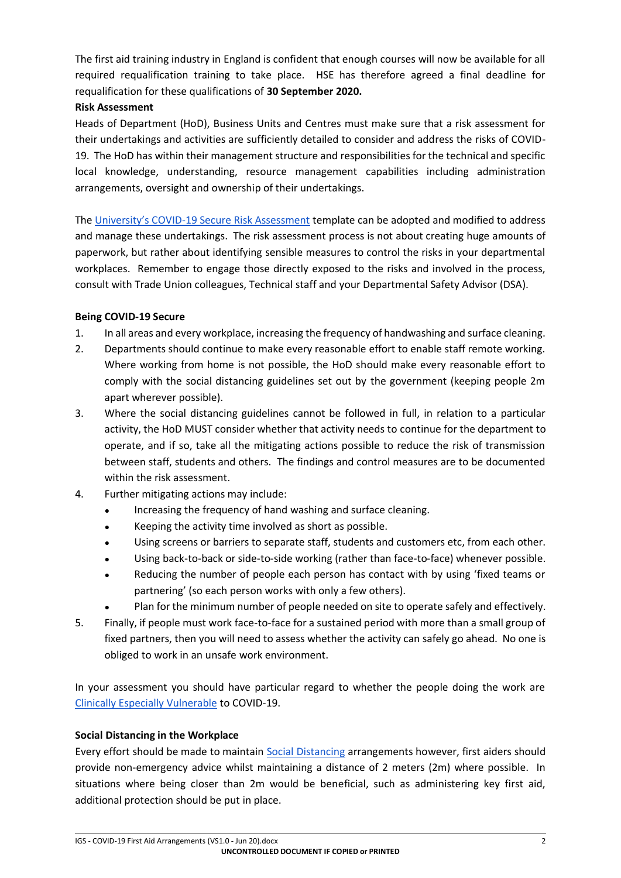The first aid training industry in England is confident that enough courses will now be available for all required requalification training to take place. HSE has therefore agreed a final deadline for requalification for these qualifications of **30 September 2020.**

**Risk Assessment**

Heads of Department (HoD), Business Units and Centres must make sure that a risk assessment for their undertakings and activities are sufficiently detailed to consider and address the risks of COVID-19. The HoD has within their management structure and responsibilities for the technical and specific local knowledge, understanding, resource management capabilities including administration arrangements, oversight and ownership of their undertakings.

The University's COVID-19 Secure Risk Assessment template can be adopted and modified to address and manage these undertakings. The risk assessment process is not about creating huge amounts of paperwork, but rather about identifying sensible measures to control the risks in your departmental workplaces. Remember to engage those directly exposed to the risks and involved in the process, consult with Trade Union colleagues, Technical staff and your Departmental Safety Advisor (DSA).

**Being COVID-19 Secure**

1. In all areas and every workplace, increasing the frequency of handwashing and surface cleaning.
2. Departments should continue to make every reasonable effort to enable staff remote working. Where working from home is not possible, the HoD should make every reasonable effort to comply with the social distancing guidelines set out by the government (keeping people 2m apart wherever possible).
3. Where the social distancing guidelines cannot be followed in full, in relation to a particular activity, the HoD MUST consider whether that activity needs to continue for the department to operate, and if so, take all the mitigating actions possible to reduce the risk of transmission between staff, students and others. The findings and control measures are to be documented within the risk assessment.
4. Further mitigating actions may include:
   - Increasing the frequency of hand washing and surface cleaning.
   - Keeping the activity time involved as short as possible.
   - Using screens or barriers to separate staff, students and customers etc, from each other.
   - Using back-to-back or side-to-side working (rather than face-to-face) whenever possible.
   - Reducing the number of people each person has contact with by using 'fixed teams or partnering' (so each person works with only a few others).
   - Plan for the minimum number of people needed on site to operate safely and effectively.
5. Finally, if people must work face-to-face for a sustained period with more than a small group of fixed partners, then you will need to assess whether the activity can safely go ahead. No one is obliged to work in an unsafe work environment.

In your assessment you should have particular regard to whether the people doing the work are Clinically Especially Vulnerable to COVID-19.

**Social Distancing in the Workplace**

Every effort should be made to maintain Social Distancing arrangements however, first aiders should provide non-emergency advice whilst maintaining a distance of 2 meters (2m) where possible. In situations where being closer than 2m would be beneficial, such as administering key first aid, additional protection should be put in place.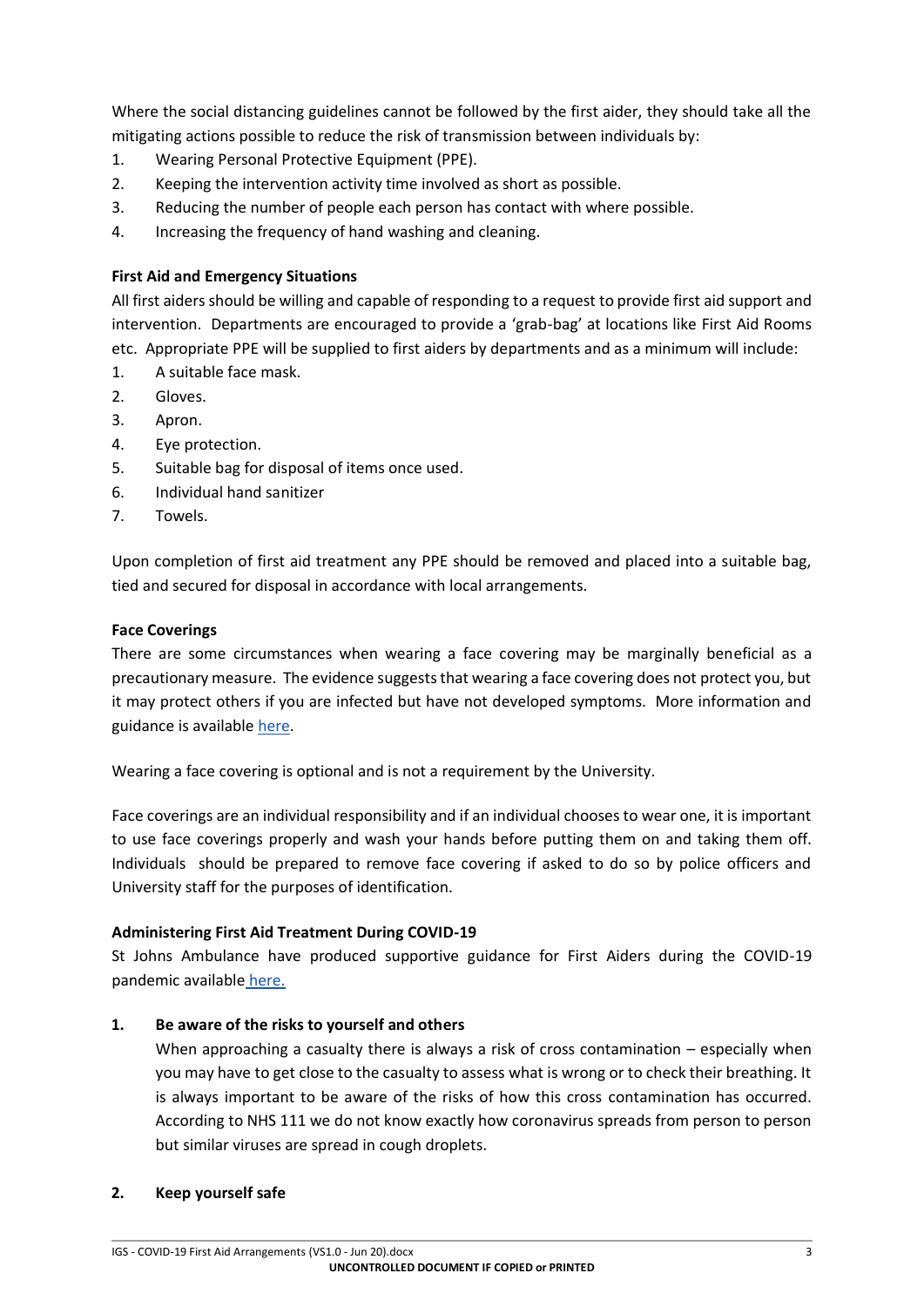Where the social distancing guidelines cannot be followed by the first aider, they should take all the mitigating actions possible to reduce the risk of transmission between individuals by:

1. Wearing Personal Protective Equipment (PPE).
2. Keeping the intervention activity time involved as short as possible.
3. Reducing the number of people each person has contact with where possible.
4. Increasing the frequency of hand washing and cleaning.

**First Aid and Emergency Situations**

All first aiders should be willing and capable of responding to a request to provide first aid support and intervention. Departments are encouraged to provide a 'grab-bag' at locations like First Aid Rooms etc. Appropriate PPE will be supplied to first aiders by departments and as a minimum will include:

1. A suitable face mask.
2. Gloves.
3. Apron.
4. Eye protection.
5. Suitable bag for disposal of items once used.
6. Individual hand sanitizer
7. Towels.

Upon completion of first aid treatment any PPE should be removed and placed into a suitable bag, tied and secured for disposal in accordance with local arrangements.

**Face Coverings**

There are some circumstances when wearing a face covering may be marginally beneficial as a precautionary measure. The evidence suggests that wearing a face covering does not protect you, but it may protect others if you are infected but have not developed symptoms. More information and guidance is available here.

Wearing a face covering is optional and is not a requirement by the University.

Face coverings are an individual responsibility and if an individual chooses to wear one, it is important to use face coverings properly and wash your hands before putting them on and taking them off. Individuals should be prepared to remove face covering if asked to do so by police officers and University staff for the purposes of identification.

**Administering First Aid Treatment During COVID-19**

St Johns Ambulance have produced supportive guidance for First Aiders during the COVID-19 pandemic available here.

**1. Be aware of the risks to yourself and others**

When approaching a casualty there is always a risk of cross contamination – especially when you may have to get close to the casualty to assess what is wrong or to check their breathing. It is always important to be aware of the risks of how this cross contamination has occurred. According to NHS 111 we do not know exactly how coronavirus spreads from person to person but similar viruses are spread in cough droplets.

**2. Keep yourself safe**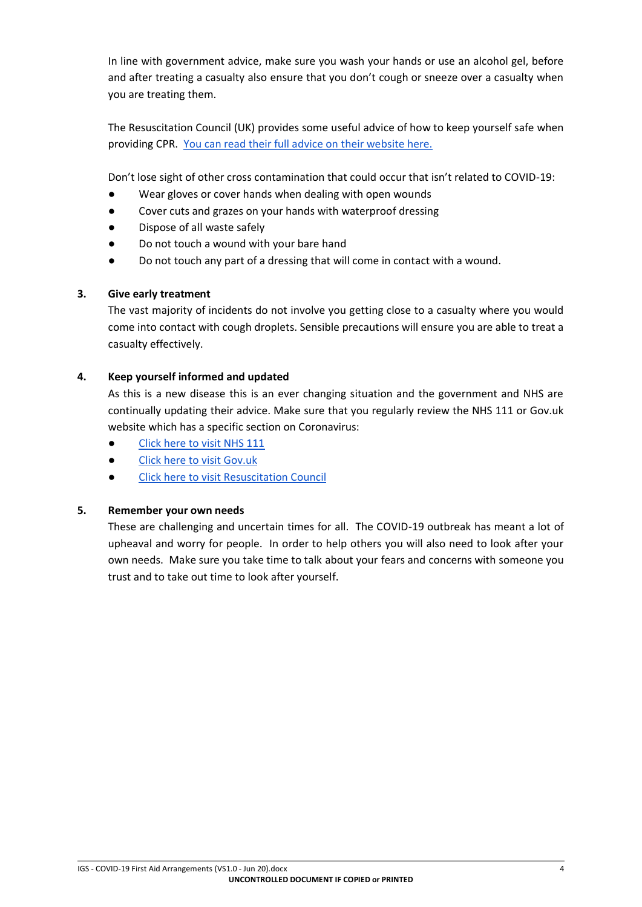In line with government advice, make sure you wash your hands or use an alcohol gel, before and after treating a casualty also ensure that you don't cough or sneeze over a casualty when you are treating them.

The Resuscitation Council (UK) provides some useful advice of how to keep yourself safe when providing CPR. [You can read their full advice on their website here.]

Don't lose sight of other cross contamination that could occur that isn't related to COVID-19:

- Wear gloves or cover hands when dealing with open wounds
- Cover cuts and grazes on your hands with waterproof dressing
- Dispose of all waste safely
- Do not touch a wound with your bare hand
- Do not touch any part of a dressing that will come in contact with a wound.

### 3. Give early treatment

The vast majority of incidents do not involve you getting close to a casualty where you would come into contact with cough droplets. Sensible precautions will ensure you are able to treat a casualty effectively.

### 4. Keep yourself informed and updated

As this is a new disease this is an ever changing situation and the government and NHS are continually updating their advice. Make sure that you regularly review the NHS 111 or Gov.uk website which has a specific section on Coronavirus:

- Click here to visit NHS 111
- Click here to visit Gov.uk
- Click here to visit Resuscitation Council

### 5. Remember your own needs

These are challenging and uncertain times for all. The COVID-19 outbreak has meant a lot of upheaval and worry for people. In order to help others you will also need to look after your own needs. Make sure you take time to talk about your fears and concerns with someone you trust and to take out time to look after yourself.